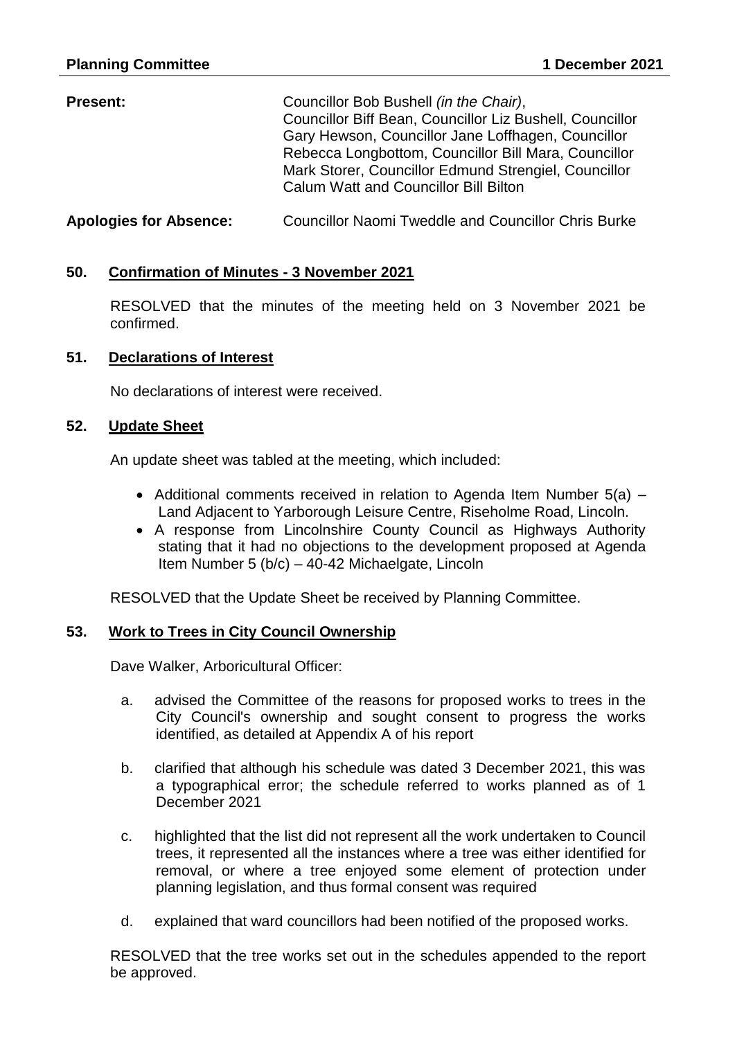**Planning Committee** **1 December 2021**

| | |
|---|---|
| **Present:** | Councillor Bob Bushell *(in the Chair)*, Councillor Biff Bean, Councillor Liz Bushell, Councillor Gary Hewson, Councillor Jane Loffhagen, Councillor Rebecca Longbottom, Councillor Bill Mara, Councillor Mark Storer, Councillor Edmund Strengiel, Councillor Calum Watt and Councillor Bill Bilton |
| **Apologies for Absence:** | Councillor Naomi Tweddle and Councillor Chris Burke |

## 50. Confirmation of Minutes - 3 November 2021

RESOLVED that the minutes of the meeting held on 3 November 2021 be confirmed.

## 51. Declarations of Interest

No declarations of interest were received.

## 52. Update Sheet

An update sheet was tabled at the meeting, which included:

- Additional comments received in relation to Agenda Item Number 5(a) – Land Adjacent to Yarborough Leisure Centre, Riseholme Road, Lincoln.
- A response from Lincolnshire County Council as Highways Authority stating that it had no objections to the development proposed at Agenda Item Number 5 (b/c) – 40-42 Michaelgate, Lincoln

RESOLVED that the Update Sheet be received by Planning Committee.

## 53. Work to Trees in City Council Ownership

Dave Walker, Arboricultural Officer:

a. advised the Committee of the reasons for proposed works to trees in the City Council's ownership and sought consent to progress the works identified, as detailed at Appendix A of his report

b. clarified that although his schedule was dated 3 December 2021, this was a typographical error; the schedule referred to works planned as of 1 December 2021

c. highlighted that the list did not represent all the work undertaken to Council trees, it represented all the instances where a tree was either identified for removal, or where a tree enjoyed some element of protection under planning legislation, and thus formal consent was required

d. explained that ward councillors had been notified of the proposed works.

RESOLVED that the tree works set out in the schedules appended to the report be approved.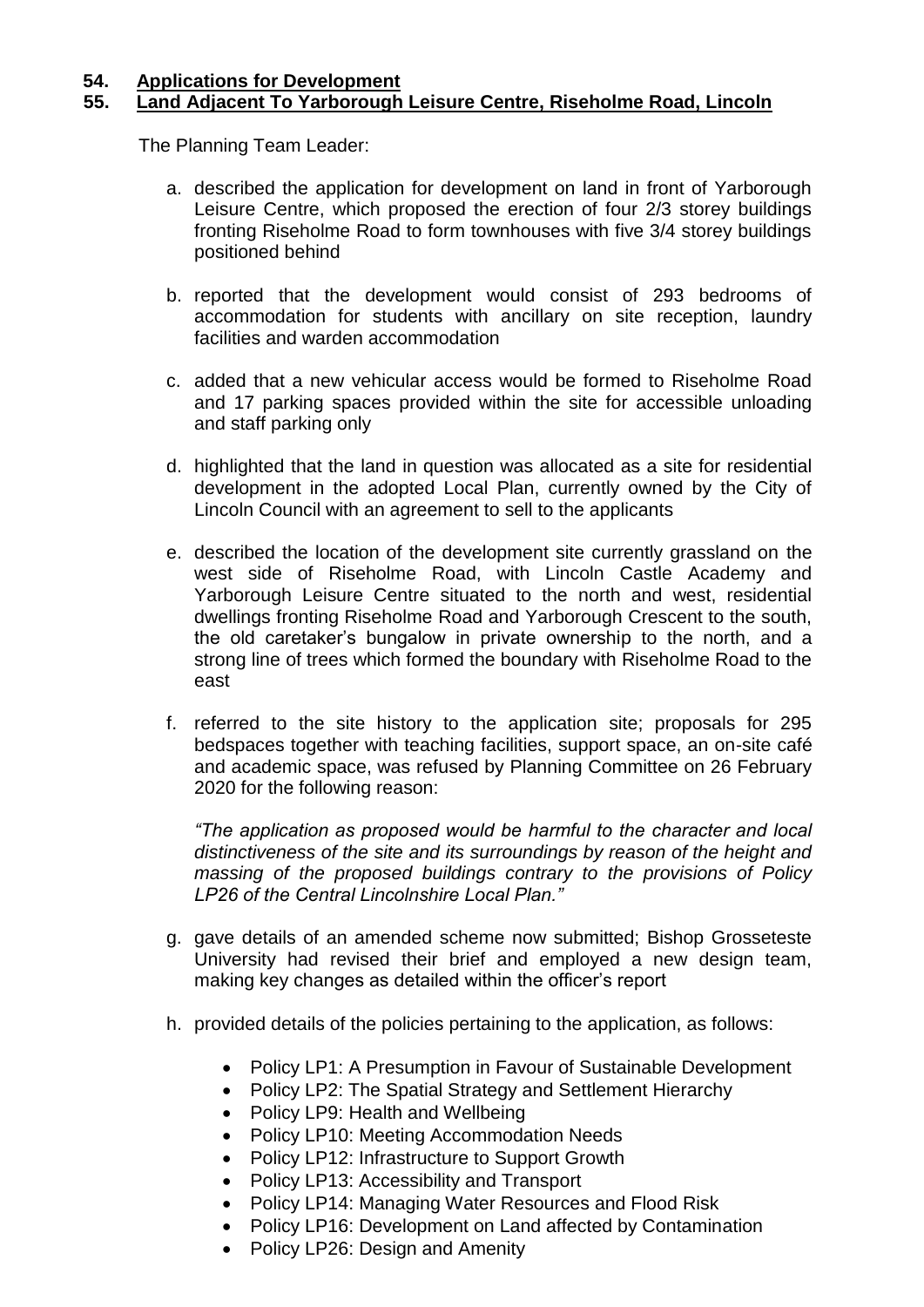## 54. Applications for Development

## 55. Land Adjacent To Yarborough Leisure Centre, Riseholme Road, Lincoln

The Planning Team Leader:

a. described the application for development on land in front of Yarborough Leisure Centre, which proposed the erection of four 2/3 storey buildings fronting Riseholme Road to form townhouses with five 3/4 storey buildings positioned behind

b. reported that the development would consist of 293 bedrooms of accommodation for students with ancillary on site reception, laundry facilities and warden accommodation

c. added that a new vehicular access would be formed to Riseholme Road and 17 parking spaces provided within the site for accessible unloading and staff parking only

d. highlighted that the land in question was allocated as a site for residential development in the adopted Local Plan, currently owned by the City of Lincoln Council with an agreement to sell to the applicants

e. described the location of the development site currently grassland on the west side of Riseholme Road, with Lincoln Castle Academy and Yarborough Leisure Centre situated to the north and west, residential dwellings fronting Riseholme Road and Yarborough Crescent to the south, the old caretaker's bungalow in private ownership to the north, and a strong line of trees which formed the boundary with Riseholme Road to the east

f. referred to the site history to the application site; proposals for 295 bedspaces together with teaching facilities, support space, an on-site café and academic space, was refused by Planning Committee on 26 February 2020 for the following reason:

   *"The application as proposed would be harmful to the character and local distinctiveness of the site and its surroundings by reason of the height and massing of the proposed buildings contrary to the provisions of Policy LP26 of the Central Lincolnshire Local Plan."*

g. gave details of an amended scheme now submitted; Bishop Grosseteste University had revised their brief and employed a new design team, making key changes as detailed within the officer's report

h. provided details of the policies pertaining to the application, as follows:

   - Policy LP1: A Presumption in Favour of Sustainable Development
   - Policy LP2: The Spatial Strategy and Settlement Hierarchy
   - Policy LP9: Health and Wellbeing
   - Policy LP10: Meeting Accommodation Needs
   - Policy LP12: Infrastructure to Support Growth
   - Policy LP13: Accessibility and Transport
   - Policy LP14: Managing Water Resources and Flood Risk
   - Policy LP16: Development on Land affected by Contamination
   - Policy LP26: Design and Amenity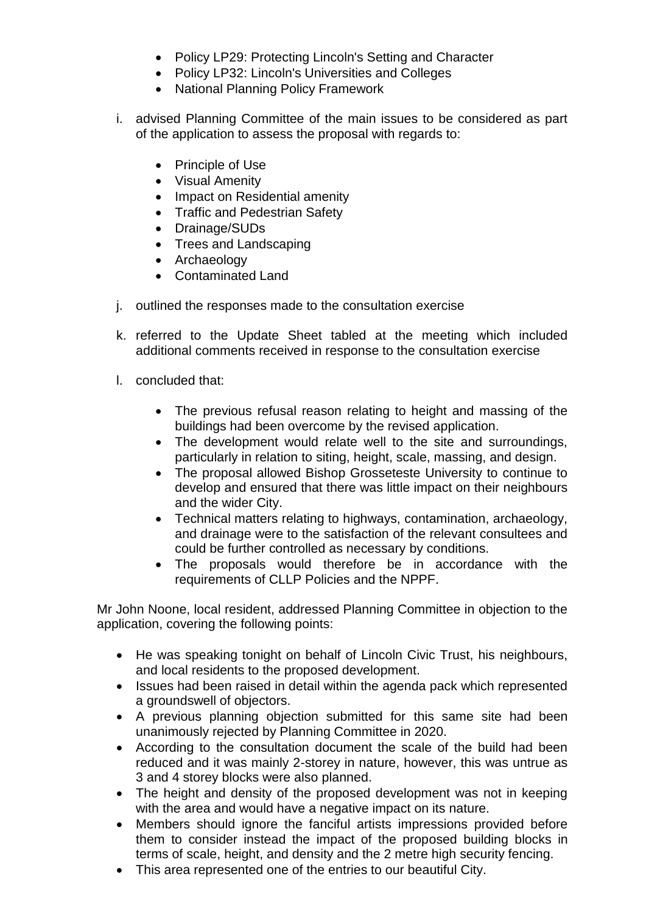- Policy LP29: Protecting Lincoln's Setting and Character
- Policy LP32: Lincoln's Universities and Colleges
- National Planning Policy Framework

i. advised Planning Committee of the main issues to be considered as part of the application to assess the proposal with regards to:

   - Principle of Use
   - Visual Amenity
   - Impact on Residential amenity
   - Traffic and Pedestrian Safety
   - Drainage/SUDs
   - Trees and Landscaping
   - Archaeology
   - Contaminated Land

j. outlined the responses made to the consultation exercise

k. referred to the Update Sheet tabled at the meeting which included additional comments received in response to the consultation exercise

l. concluded that:

   - The previous refusal reason relating to height and massing of the buildings had been overcome by the revised application.
   - The development would relate well to the site and surroundings, particularly in relation to siting, height, scale, massing, and design.
   - The proposal allowed Bishop Grosseteste University to continue to develop and ensured that there was little impact on their neighbours and the wider City.
   - Technical matters relating to highways, contamination, archaeology, and drainage were to the satisfaction of the relevant consultees and could be further controlled as necessary by conditions.
   - The proposals would therefore be in accordance with the requirements of CLLP Policies and the NPPF.

Mr John Noone, local resident, addressed Planning Committee in objection to the application, covering the following points:

- He was speaking tonight on behalf of Lincoln Civic Trust, his neighbours, and local residents to the proposed development.
- Issues had been raised in detail within the agenda pack which represented a groundswell of objectors.
- A previous planning objection submitted for this same site had been unanimously rejected by Planning Committee in 2020.
- According to the consultation document the scale of the build had been reduced and it was mainly 2-storey in nature, however, this was untrue as 3 and 4 storey blocks were also planned.
- The height and density of the proposed development was not in keeping with the area and would have a negative impact on its nature.
- Members should ignore the fanciful artists impressions provided before them to consider instead the impact of the proposed building blocks in terms of scale, height, and density and the 2 metre high security fencing.
- This area represented one of the entries to our beautiful City.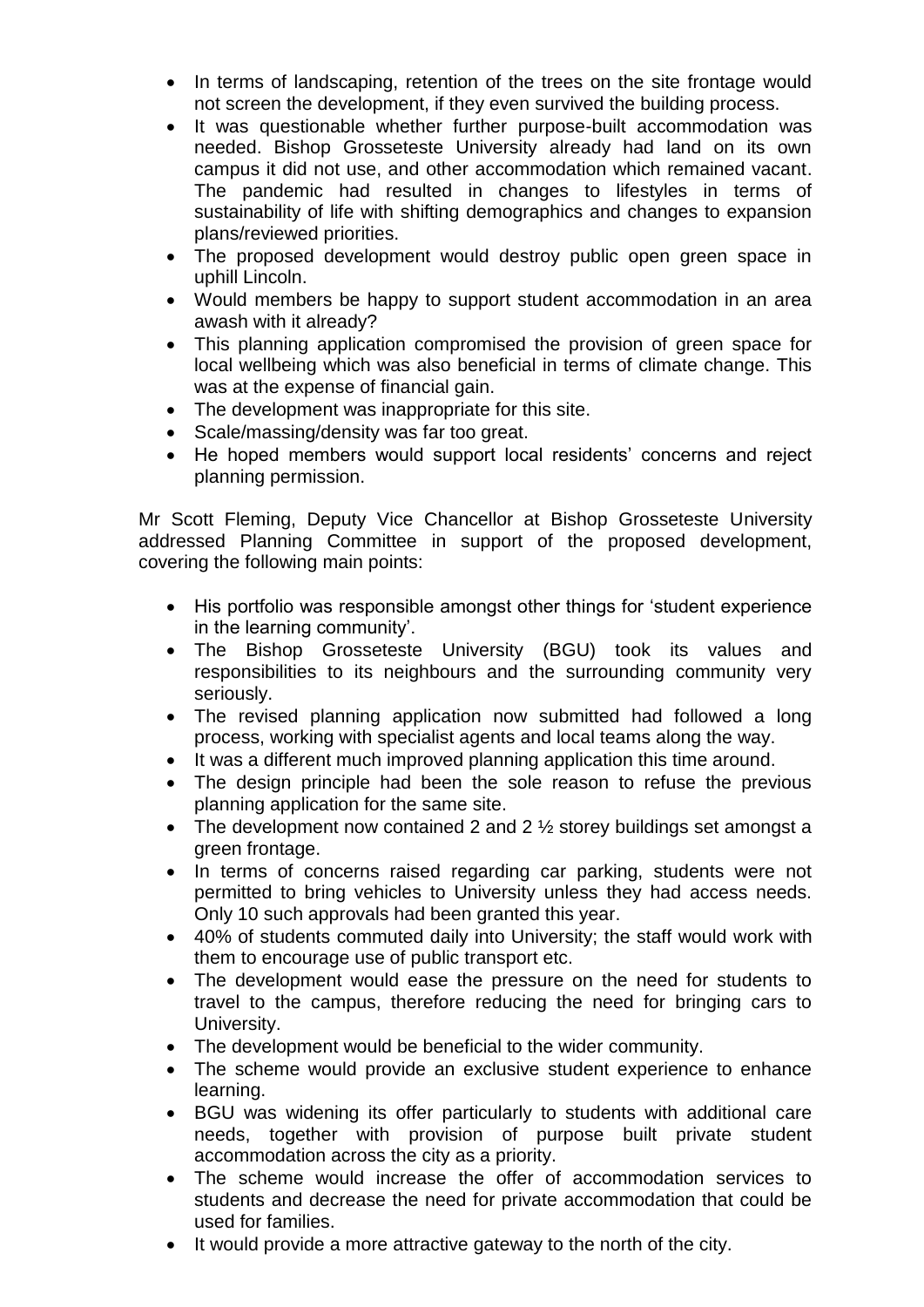- In terms of landscaping, retention of the trees on the site frontage would not screen the development, if they even survived the building process.
- It was questionable whether further purpose-built accommodation was needed. Bishop Grosseteste University already had land on its own campus it did not use, and other accommodation which remained vacant. The pandemic had resulted in changes to lifestyles in terms of sustainability of life with shifting demographics and changes to expansion plans/reviewed priorities.
- The proposed development would destroy public open green space in uphill Lincoln.
- Would members be happy to support student accommodation in an area awash with it already?
- This planning application compromised the provision of green space for local wellbeing which was also beneficial in terms of climate change. This was at the expense of financial gain.
- The development was inappropriate for this site.
- Scale/massing/density was far too great.
- He hoped members would support local residents' concerns and reject planning permission.

Mr Scott Fleming, Deputy Vice Chancellor at Bishop Grosseteste University addressed Planning Committee in support of the proposed development, covering the following main points:

- His portfolio was responsible amongst other things for 'student experience in the learning community'.
- The Bishop Grosseteste University (BGU) took its values and responsibilities to its neighbours and the surrounding community very seriously.
- The revised planning application now submitted had followed a long process, working with specialist agents and local teams along the way.
- It was a different much improved planning application this time around.
- The design principle had been the sole reason to refuse the previous planning application for the same site.
- The development now contained 2 and 2 ½ storey buildings set amongst a green frontage.
- In terms of concerns raised regarding car parking, students were not permitted to bring vehicles to University unless they had access needs. Only 10 such approvals had been granted this year.
- 40% of students commuted daily into University; the staff would work with them to encourage use of public transport etc.
- The development would ease the pressure on the need for students to travel to the campus, therefore reducing the need for bringing cars to University.
- The development would be beneficial to the wider community.
- The scheme would provide an exclusive student experience to enhance learning.
- BGU was widening its offer particularly to students with additional care needs, together with provision of purpose built private student accommodation across the city as a priority.
- The scheme would increase the offer of accommodation services to students and decrease the need for private accommodation that could be used for families.
- It would provide a more attractive gateway to the north of the city.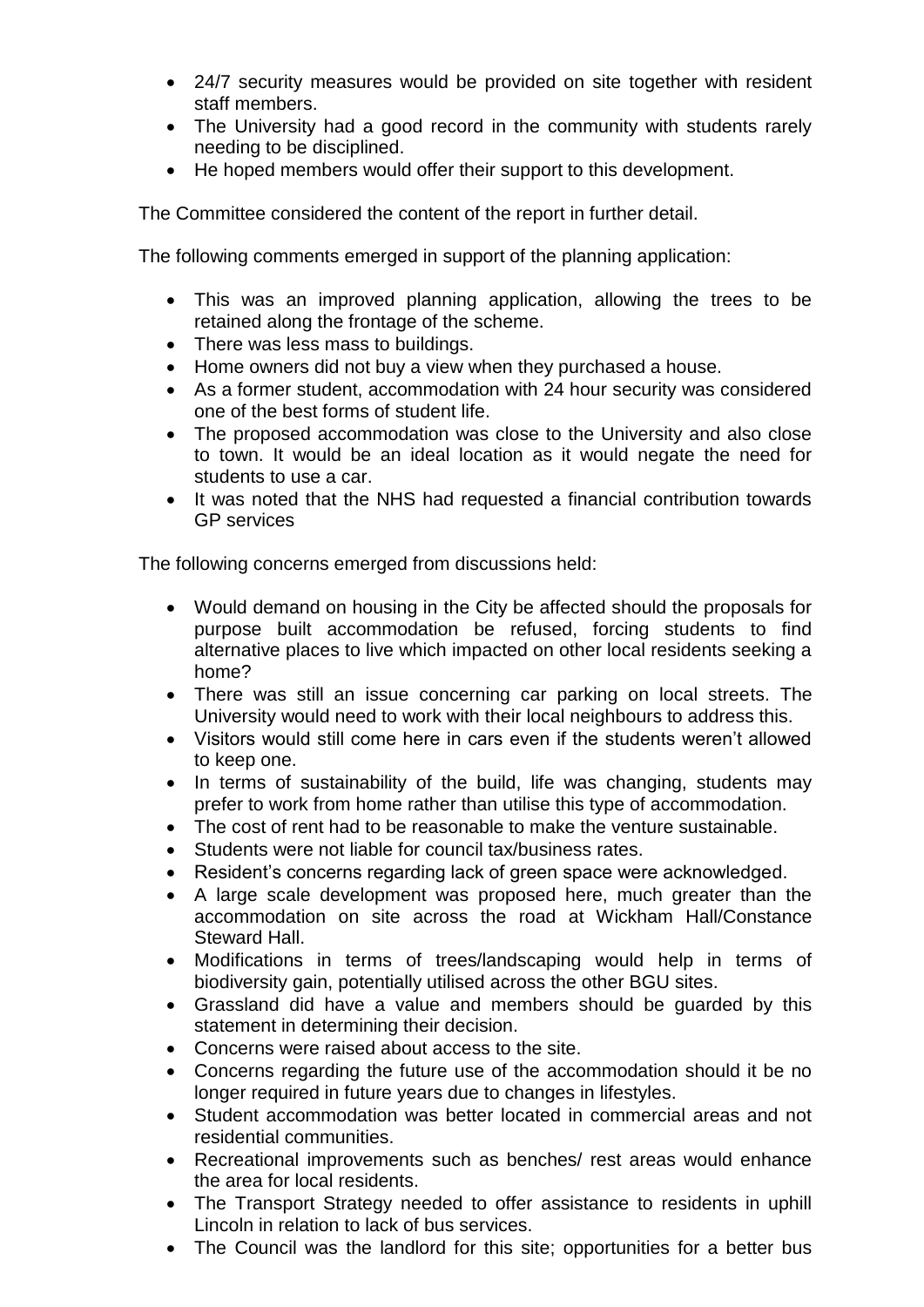- 24/7 security measures would be provided on site together with resident staff members.
- The University had a good record in the community with students rarely needing to be disciplined.
- He hoped members would offer their support to this development.

The Committee considered the content of the report in further detail.

The following comments emerged in support of the planning application:

- This was an improved planning application, allowing the trees to be retained along the frontage of the scheme.
- There was less mass to buildings.
- Home owners did not buy a view when they purchased a house.
- As a former student, accommodation with 24 hour security was considered one of the best forms of student life.
- The proposed accommodation was close to the University and also close to town. It would be an ideal location as it would negate the need for students to use a car.
- It was noted that the NHS had requested a financial contribution towards GP services

The following concerns emerged from discussions held:

- Would demand on housing in the City be affected should the proposals for purpose built accommodation be refused, forcing students to find alternative places to live which impacted on other local residents seeking a home?
- There was still an issue concerning car parking on local streets. The University would need to work with their local neighbours to address this.
- Visitors would still come here in cars even if the students weren't allowed to keep one.
- In terms of sustainability of the build, life was changing, students may prefer to work from home rather than utilise this type of accommodation.
- The cost of rent had to be reasonable to make the venture sustainable.
- Students were not liable for council tax/business rates.
- Resident's concerns regarding lack of green space were acknowledged.
- A large scale development was proposed here, much greater than the accommodation on site across the road at Wickham Hall/Constance Steward Hall.
- Modifications in terms of trees/landscaping would help in terms of biodiversity gain, potentially utilised across the other BGU sites.
- Grassland did have a value and members should be guarded by this statement in determining their decision.
- Concerns were raised about access to the site.
- Concerns regarding the future use of the accommodation should it be no longer required in future years due to changes in lifestyles.
- Student accommodation was better located in commercial areas and not residential communities.
- Recreational improvements such as benches/ rest areas would enhance the area for local residents.
- The Transport Strategy needed to offer assistance to residents in uphill Lincoln in relation to lack of bus services.
- The Council was the landlord for this site; opportunities for a better bus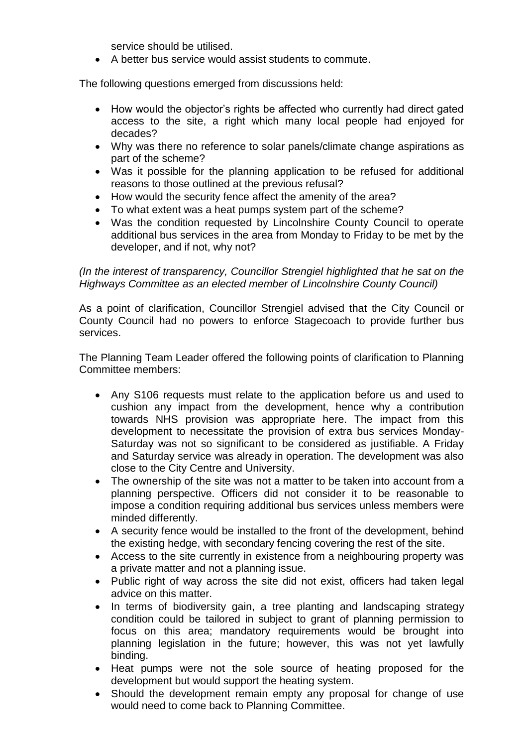service should be utilised.

- A better bus service would assist students to commute.

The following questions emerged from discussions held:

- How would the objector's rights be affected who currently had direct gated access to the site, a right which many local people had enjoyed for decades?
- Why was there no reference to solar panels/climate change aspirations as part of the scheme?
- Was it possible for the planning application to be refused for additional reasons to those outlined at the previous refusal?
- How would the security fence affect the amenity of the area?
- To what extent was a heat pumps system part of the scheme?
- Was the condition requested by Lincolnshire County Council to operate additional bus services in the area from Monday to Friday to be met by the developer, and if not, why not?

*(In the interest of transparency, Councillor Strengiel highlighted that he sat on the Highways Committee as an elected member of Lincolnshire County Council)*

As a point of clarification, Councillor Strengiel advised that the City Council or County Council had no powers to enforce Stagecoach to provide further bus services.

The Planning Team Leader offered the following points of clarification to Planning Committee members:

- Any S106 requests must relate to the application before us and used to cushion any impact from the development, hence why a contribution towards NHS provision was appropriate here. The impact from this development to necessitate the provision of extra bus services Monday-Saturday was not so significant to be considered as justifiable. A Friday and Saturday service was already in operation. The development was also close to the City Centre and University.
- The ownership of the site was not a matter to be taken into account from a planning perspective. Officers did not consider it to be reasonable to impose a condition requiring additional bus services unless members were minded differently.
- A security fence would be installed to the front of the development, behind the existing hedge, with secondary fencing covering the rest of the site.
- Access to the site currently in existence from a neighbouring property was a private matter and not a planning issue.
- Public right of way across the site did not exist, officers had taken legal advice on this matter.
- In terms of biodiversity gain, a tree planting and landscaping strategy condition could be tailored in subject to grant of planning permission to focus on this area; mandatory requirements would be brought into planning legislation in the future; however, this was not yet lawfully binding.
- Heat pumps were not the sole source of heating proposed for the development but would support the heating system.
- Should the development remain empty any proposal for change of use would need to come back to Planning Committee.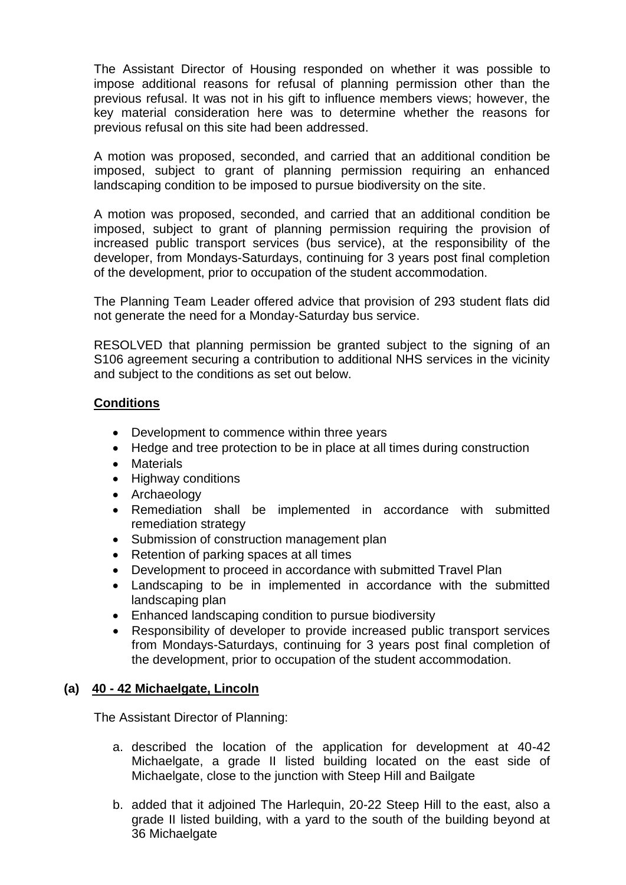The Assistant Director of Housing responded on whether it was possible to impose additional reasons for refusal of planning permission other than the previous refusal. It was not in his gift to influence members views; however, the key material consideration here was to determine whether the reasons for previous refusal on this site had been addressed.

A motion was proposed, seconded, and carried that an additional condition be imposed, subject to grant of planning permission requiring an enhanced landscaping condition to be imposed to pursue biodiversity on the site.

A motion was proposed, seconded, and carried that an additional condition be imposed, subject to grant of planning permission requiring the provision of increased public transport services (bus service), at the responsibility of the developer, from Mondays-Saturdays, continuing for 3 years post final completion of the development, prior to occupation of the student accommodation.

The Planning Team Leader offered advice that provision of 293 student flats did not generate the need for a Monday-Saturday bus service.

RESOLVED that planning permission be granted subject to the signing of an S106 agreement securing a contribution to additional NHS services in the vicinity and subject to the conditions as set out below.

**Conditions**

- Development to commence within three years
- Hedge and tree protection to be in place at all times during construction
- Materials
- Highway conditions
- Archaeology
- Remediation shall be implemented in accordance with submitted remediation strategy
- Submission of construction management plan
- Retention of parking spaces at all times
- Development to proceed in accordance with submitted Travel Plan
- Landscaping to be in implemented in accordance with the submitted landscaping plan
- Enhanced landscaping condition to pursue biodiversity
- Responsibility of developer to provide increased public transport services from Mondays-Saturdays, continuing for 3 years post final completion of the development, prior to occupation of the student accommodation.

**(a) 40 - 42 Michaelgate, Lincoln**

The Assistant Director of Planning:

a. described the location of the application for development at 40-42 Michaelgate, a grade II listed building located on the east side of Michaelgate, close to the junction with Steep Hill and Bailgate

b. added that it adjoined The Harlequin, 20-22 Steep Hill to the east, also a grade II listed building, with a yard to the south of the building beyond at 36 Michaelgate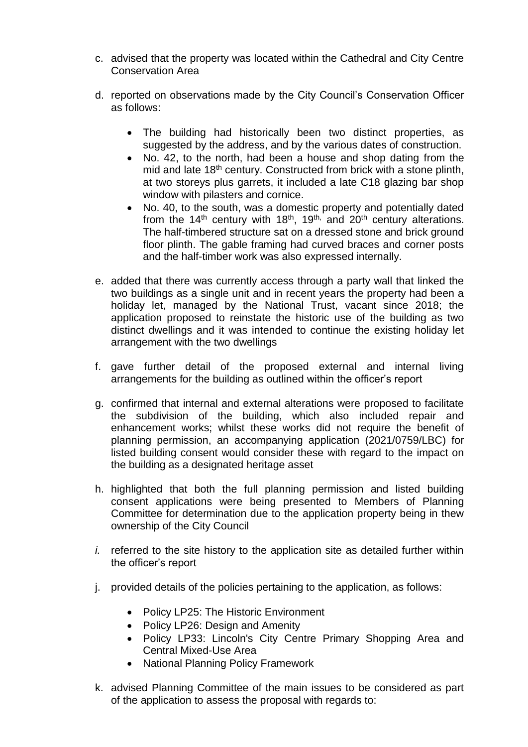c. advised that the property was located within the Cathedral and City Centre Conservation Area

d. reported on observations made by the City Council's Conservation Officer as follows:

   - The building had historically been two distinct properties, as suggested by the address, and by the various dates of construction.
   - No. 42, to the north, had been a house and shop dating from the mid and late 18th century. Constructed from brick with a stone plinth, at two storeys plus garrets, it included a late C18 glazing bar shop window with pilasters and cornice.
   - No. 40, to the south, was a domestic property and potentially dated from the 14th century with 18th, 19th, and 20th century alterations. The half-timbered structure sat on a dressed stone and brick ground floor plinth. The gable framing had curved braces and corner posts and the half-timber work was also expressed internally.

e. added that there was currently access through a party wall that linked the two buildings as a single unit and in recent years the property had been a holiday let, managed by the National Trust, vacant since 2018; the application proposed to reinstate the historic use of the building as two distinct dwellings and it was intended to continue the existing holiday let arrangement with the two dwellings

f. gave further detail of the proposed external and internal living arrangements for the building as outlined within the officer's report

g. confirmed that internal and external alterations were proposed to facilitate the subdivision of the building, which also included repair and enhancement works; whilst these works did not require the benefit of planning permission, an accompanying application (2021/0759/LBC) for listed building consent would consider these with regard to the impact on the building as a designated heritage asset

h. highlighted that both the full planning permission and listed building consent applications were being presented to Members of Planning Committee for determination due to the application property being in thew ownership of the City Council

*i.* referred to the site history to the application site as detailed further within the officer's report

j. provided details of the policies pertaining to the application, as follows:

   - Policy LP25: The Historic Environment
   - Policy LP26: Design and Amenity
   - Policy LP33: Lincoln's City Centre Primary Shopping Area and Central Mixed-Use Area
   - National Planning Policy Framework

k. advised Planning Committee of the main issues to be considered as part of the application to assess the proposal with regards to: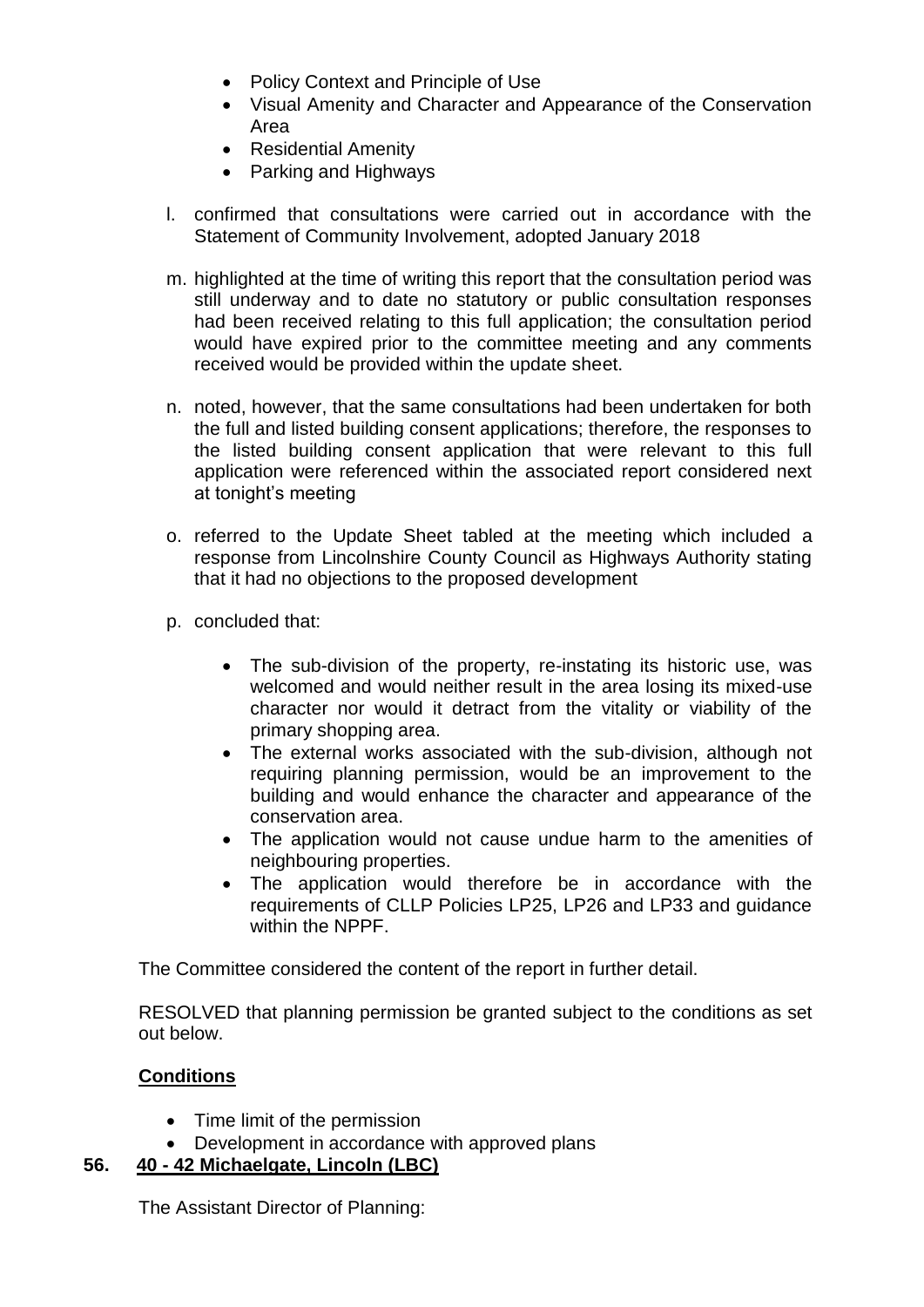- Policy Context and Principle of Use
- Visual Amenity and Character and Appearance of the Conservation Area
- Residential Amenity
- Parking and Highways

l. confirmed that consultations were carried out in accordance with the Statement of Community Involvement, adopted January 2018

m. highlighted at the time of writing this report that the consultation period was still underway and to date no statutory or public consultation responses had been received relating to this full application; the consultation period would have expired prior to the committee meeting and any comments received would be provided within the update sheet.

n. noted, however, that the same consultations had been undertaken for both the full and listed building consent applications; therefore, the responses to the listed building consent application that were relevant to this full application were referenced within the associated report considered next at tonight's meeting

o. referred to the Update Sheet tabled at the meeting which included a response from Lincolnshire County Council as Highways Authority stating that it had no objections to the proposed development

p. concluded that:

   - The sub-division of the property, re-instating its historic use, was welcomed and would neither result in the area losing its mixed-use character nor would it detract from the vitality or viability of the primary shopping area.
   - The external works associated with the sub-division, although not requiring planning permission, would be an improvement to the building and would enhance the character and appearance of the conservation area.
   - The application would not cause undue harm to the amenities of neighbouring properties.
   - The application would therefore be in accordance with the requirements of CLLP Policies LP25, LP26 and LP33 and guidance within the NPPF.

The Committee considered the content of the report in further detail.

RESOLVED that planning permission be granted subject to the conditions as set out below.

**Conditions**

- Time limit of the permission
- Development in accordance with approved plans

## 56. 40 - 42 Michaelgate, Lincoln (LBC)

The Assistant Director of Planning: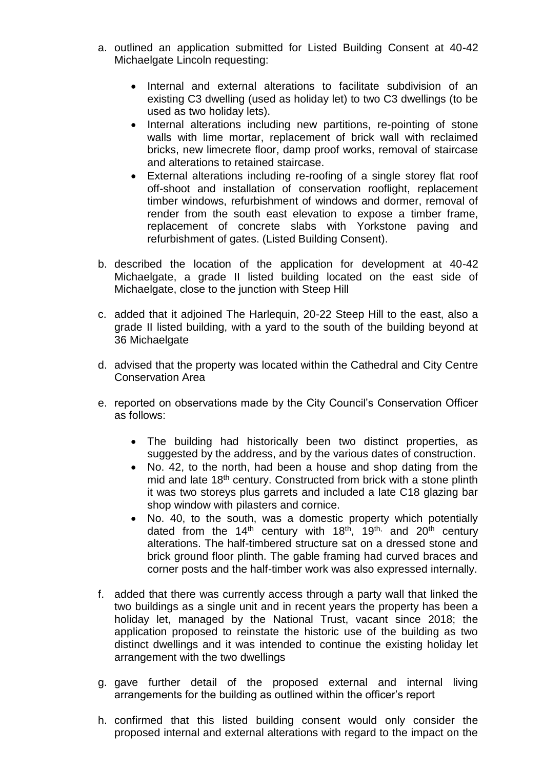a. outlined an application submitted for Listed Building Consent at 40-42 Michaelgate Lincoln requesting:

   - Internal and external alterations to facilitate subdivision of an existing C3 dwelling (used as holiday let) to two C3 dwellings (to be used as two holiday lets).
   - Internal alterations including new partitions, re-pointing of stone walls with lime mortar, replacement of brick wall with reclaimed bricks, new limecrete floor, damp proof works, removal of staircase and alterations to retained staircase.
   - External alterations including re-roofing of a single storey flat roof off-shoot and installation of conservation rooflight, replacement timber windows, refurbishment of windows and dormer, removal of render from the south east elevation to expose a timber frame, replacement of concrete slabs with Yorkstone paving and refurbishment of gates. (Listed Building Consent).

b. described the location of the application for development at 40-42 Michaelgate, a grade II listed building located on the east side of Michaelgate, close to the junction with Steep Hill

c. added that it adjoined The Harlequin, 20-22 Steep Hill to the east, also a grade II listed building, with a yard to the south of the building beyond at 36 Michaelgate

d. advised that the property was located within the Cathedral and City Centre Conservation Area

e. reported on observations made by the City Council's Conservation Officer as follows:

   - The building had historically been two distinct properties, as suggested by the address, and by the various dates of construction.
   - No. 42, to the north, had been a house and shop dating from the mid and late 18th century. Constructed from brick with a stone plinth it was two storeys plus garrets and included a late C18 glazing bar shop window with pilasters and cornice.
   - No. 40, to the south, was a domestic property which potentially dated from the 14th century with 18th, 19th, and 20th century alterations. The half-timbered structure sat on a dressed stone and brick ground floor plinth. The gable framing had curved braces and corner posts and the half-timber work was also expressed internally.

f. added that there was currently access through a party wall that linked the two buildings as a single unit and in recent years the property has been a holiday let, managed by the National Trust, vacant since 2018; the application proposed to reinstate the historic use of the building as two distinct dwellings and it was intended to continue the existing holiday let arrangement with the two dwellings

g. gave further detail of the proposed external and internal living arrangements for the building as outlined within the officer's report

h. confirmed that this listed building consent would only consider the proposed internal and external alterations with regard to the impact on the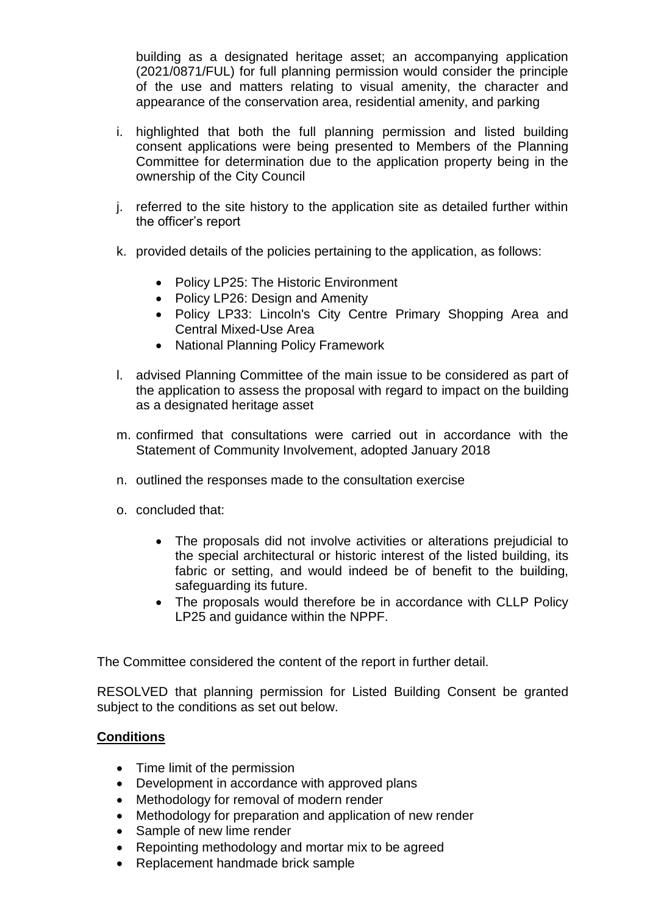building as a designated heritage asset; an accompanying application (2021/0871/FUL) for full planning permission would consider the principle of the use and matters relating to visual amenity, the character and appearance of the conservation area, residential amenity, and parking

i. highlighted that both the full planning permission and listed building consent applications were being presented to Members of the Planning Committee for determination due to the application property being in the ownership of the City Council

j. referred to the site history to the application site as detailed further within the officer's report

k. provided details of the policies pertaining to the application, as follows:

    - Policy LP25: The Historic Environment
    - Policy LP26: Design and Amenity
    - Policy LP33: Lincoln's City Centre Primary Shopping Area and Central Mixed-Use Area
    - National Planning Policy Framework

l. advised Planning Committee of the main issue to be considered as part of the application to assess the proposal with regard to impact on the building as a designated heritage asset

m. confirmed that consultations were carried out in accordance with the Statement of Community Involvement, adopted January 2018

n. outlined the responses made to the consultation exercise

o. concluded that:

    - The proposals did not involve activities or alterations prejudicial to the special architectural or historic interest of the listed building, its fabric or setting, and would indeed be of benefit to the building, safeguarding its future.
    - The proposals would therefore be in accordance with CLLP Policy LP25 and guidance within the NPPF.

The Committee considered the content of the report in further detail.

RESOLVED that planning permission for Listed Building Consent be granted subject to the conditions as set out below.

**Conditions**

- Time limit of the permission
- Development in accordance with approved plans
- Methodology for removal of modern render
- Methodology for preparation and application of new render
- Sample of new lime render
- Repointing methodology and mortar mix to be agreed
- Replacement handmade brick sample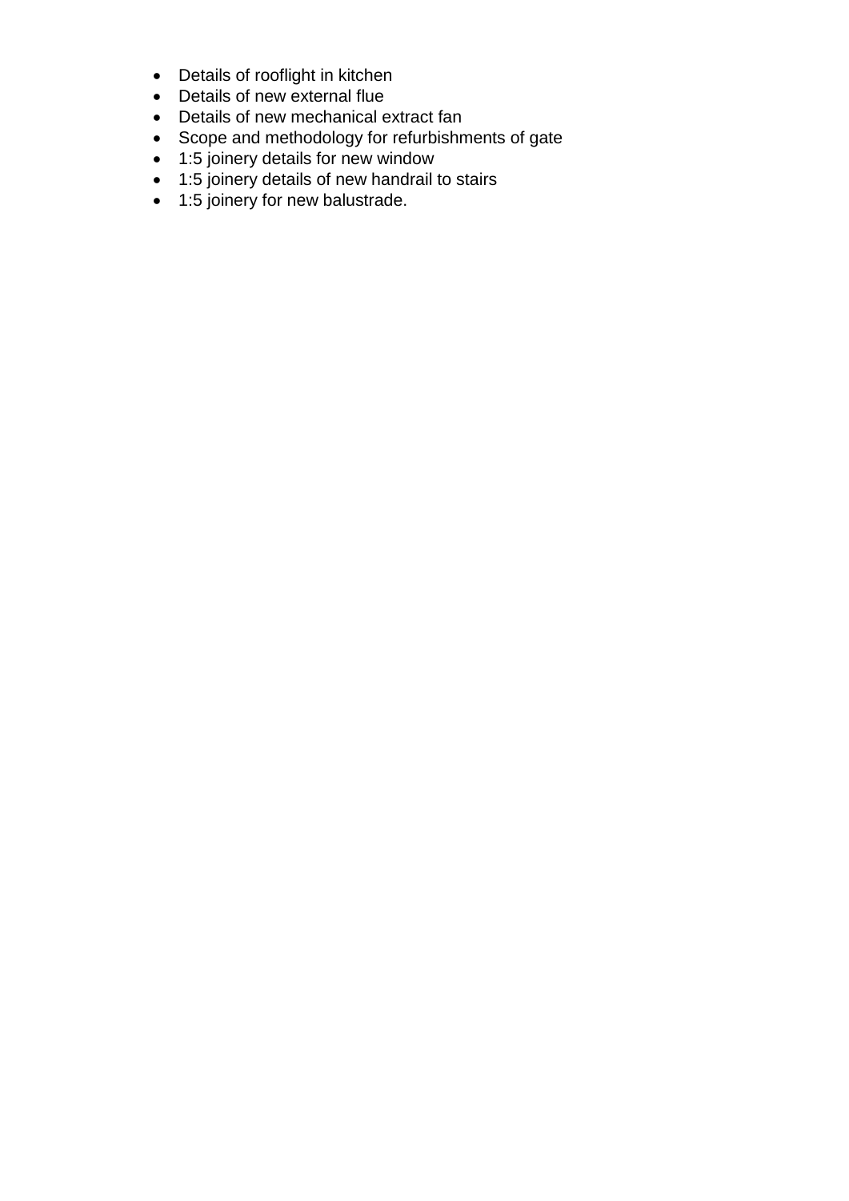- Details of rooflight in kitchen
- Details of new external flue
- Details of new mechanical extract fan
- Scope and methodology for refurbishments of gate
- 1:5 joinery details for new window
- 1:5 joinery details of new handrail to stairs
- 1:5 joinery for new balustrade.